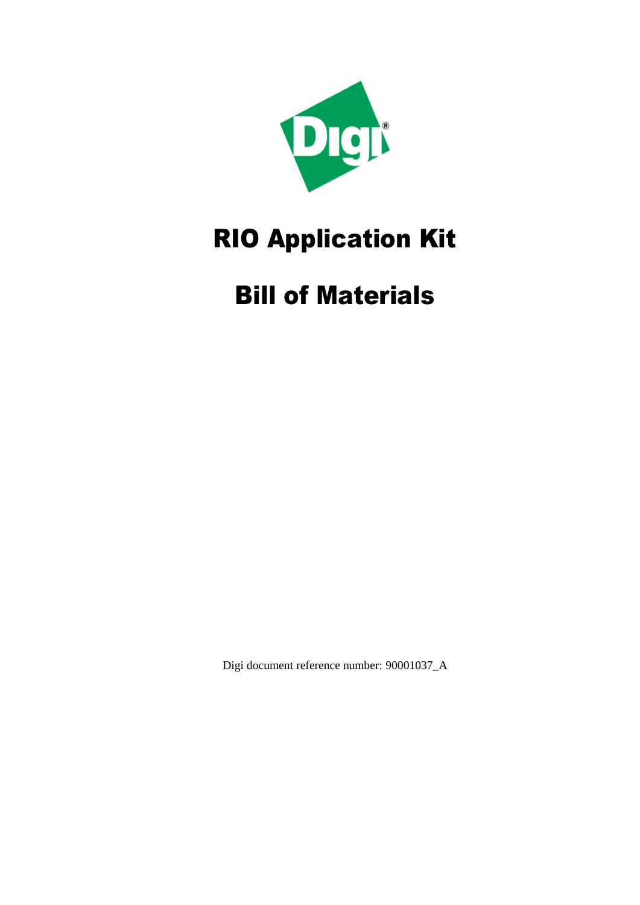# RIO Application Kit

# Bill of Materials

Digi document reference number: 90001037_A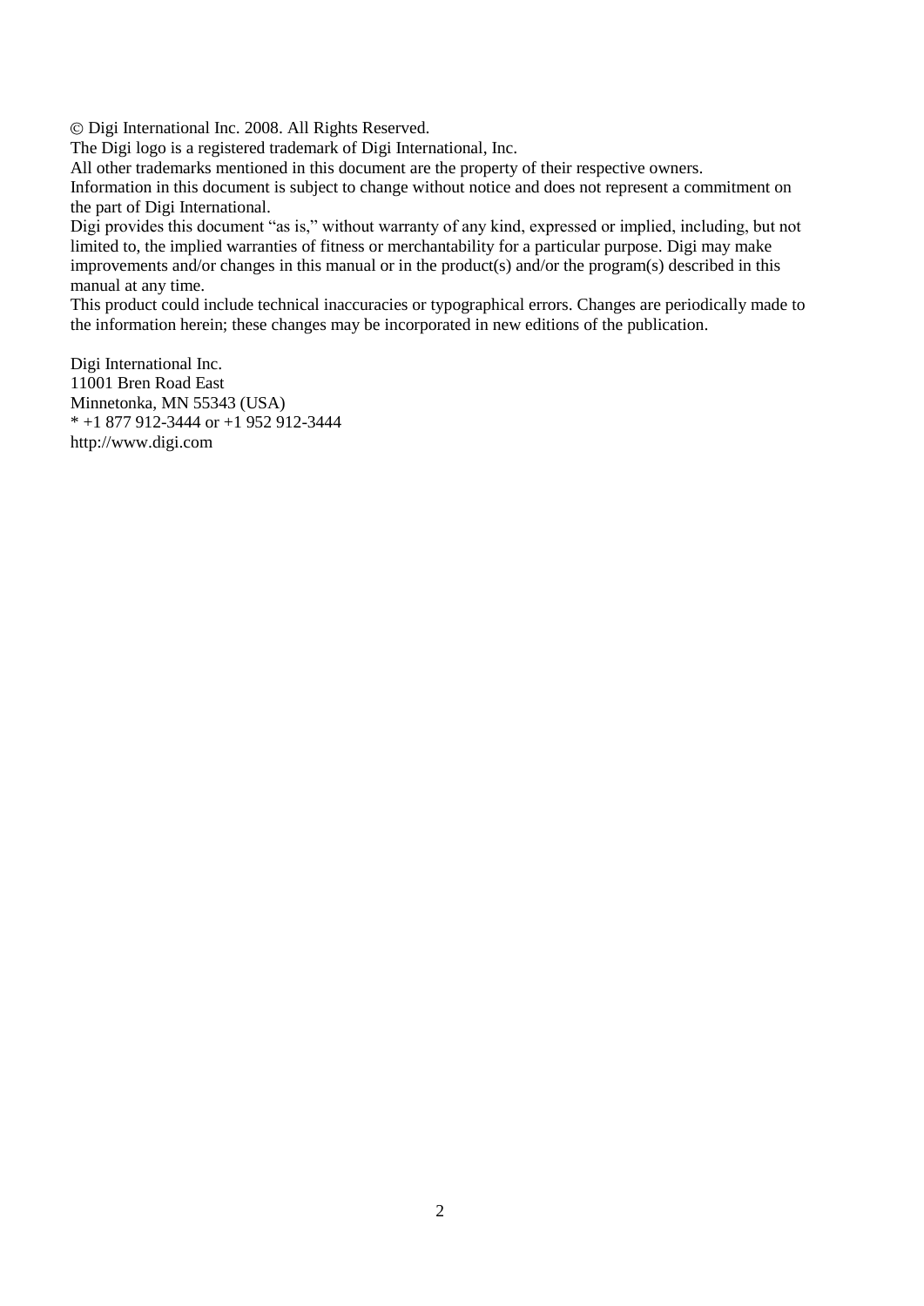© Digi International Inc. 2008. All Rights Reserved.
The Digi logo is a registered trademark of Digi International, Inc.
All other trademarks mentioned in this document are the property of their respective owners.
Information in this document is subject to change without notice and does not represent a commitment on the part of Digi International.
Digi provides this document "as is," without warranty of any kind, expressed or implied, including, but not limited to, the implied warranties of fitness or merchantability for a particular purpose. Digi may make improvements and/or changes in this manual or in the product(s) and/or the program(s) described in this manual at any time.
This product could include technical inaccuracies or typographical errors. Changes are periodically made to the information herein; these changes may be incorporated in new editions of the publication.

Digi International Inc.
11001 Bren Road East
Minnetonka, MN 55343 (USA)
* +1 877 912-3444 or +1 952 912-3444
http://www.digi.com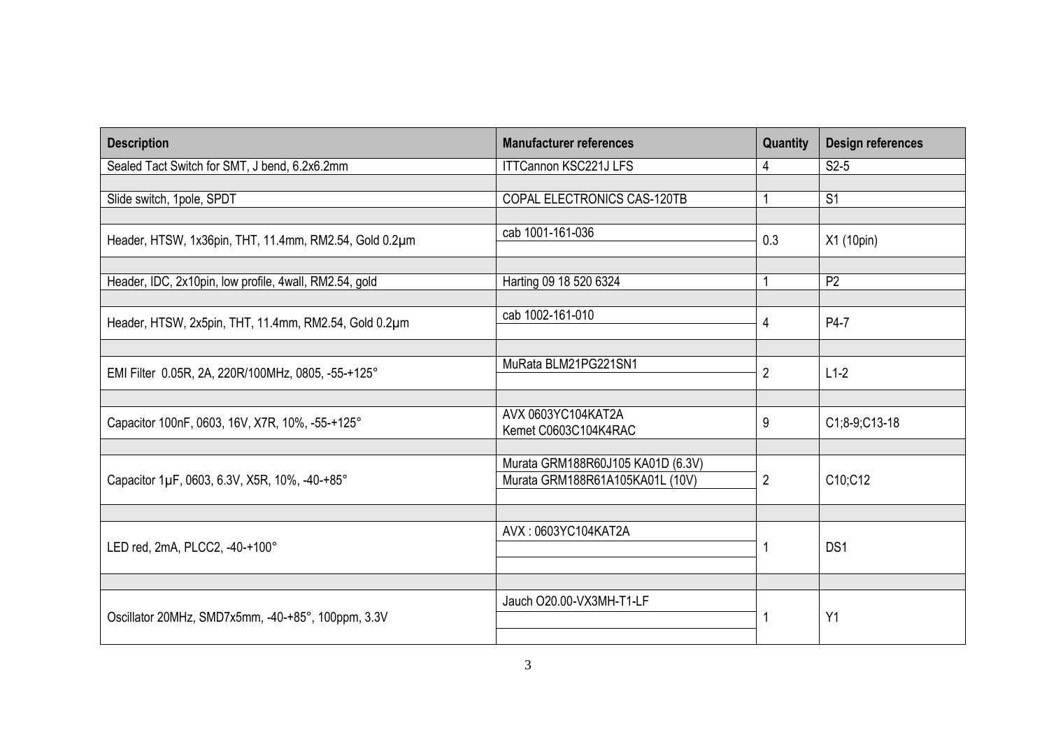| Description | Manufacturer references | Quantity | Design references |
|---|---|---|---|
| Sealed Tact Switch for SMT, J bend, 6.2x6.2mm | ITTCannon KSC221J LFS | 4 | S2-5 |
| | | | |
| Slide switch, 1pole, SPDT | COPAL ELECTRONICS CAS-120TB | 1 | S1 |
| | | | |
| Header, HTSW, 1x36pin, THT, 11.4mm, RM2.54, Gold 0.2µm | cab 1001-161-036 | 0.3 | X1 (10pin) |
| | | | |
| Header, IDC, 2x10pin, low profile, 4wall, RM2.54, gold | Harting 09 18 520 6324 | 1 | P2 |
| | | | |
| Header, HTSW, 2x5pin, THT, 11.4mm, RM2.54, Gold 0.2µm | cab 1002-161-010 | 4 | P4-7 |
| | | | |
| EMI Filter 0.05R, 2A, 220R/100MHz, 0805, -55-+125° | MuRata BLM21PG221SN1 | 2 | L1-2 |
| | | | |
| Capacitor 100nF, 0603, 16V, X7R, 10%, -55-+125° | AVX 0603YC104KAT2A<br>Kemet C0603C104K4RAC | 9 | C1;8-9;C13-18 |
| | | | |
| Capacitor 1µF, 0603, 6.3V, X5R, 10%, -40-+85° | Murata GRM188R60J105 KA01D (6.3V)<br>Murata GRM188R61A105KA01L (10V) | 2 | C10;C12 |
| | | | |
| LED red, 2mA, PLCC2, -40-+100° | AVX : 0603YC104KAT2A | 1 | DS1 |
| | | | |
| Oscillator 20MHz, SMD7x5mm, -40-+85°, 100ppm, 3.3V | Jauch O20.00-VX3MH-T1-LF | 1 | Y1 |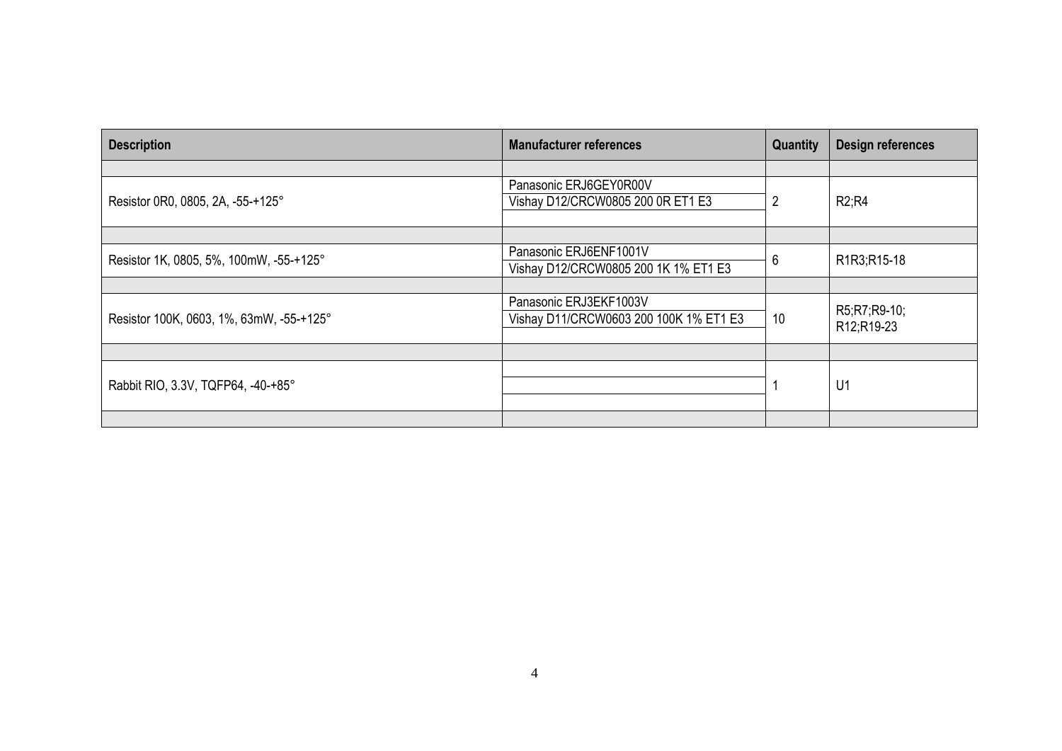| Description | Manufacturer references | Quantity | Design references |
|---|---|---|---|
| | | | |
| Resistor 0R0, 0805, 2A, -55-+125° | Panasonic ERJ6GEY0R00V<br>Vishay D12/CRCW0805 200 0R ET1 E3 | 2 | R2;R4 |
| | | | |
| Resistor 1K, 0805, 5%, 100mW, -55-+125° | Panasonic ERJ6ENF1001V<br>Vishay D12/CRCW0805 200 1K 1% ET1 E3 | 6 | R1R3;R15-18 |
| | | | |
| Resistor 100K, 0603, 1%, 63mW, -55-+125° | Panasonic ERJ3EKF1003V<br>Vishay D11/CRCW0603 200 100K 1% ET1 E3 | 10 | R5;R7;R9-10;<br>R12;R19-23 |
| | | | |
| Rabbit RIO, 3.3V, TQFP64, -40-+85° | | 1 | U1 |
| | | | |